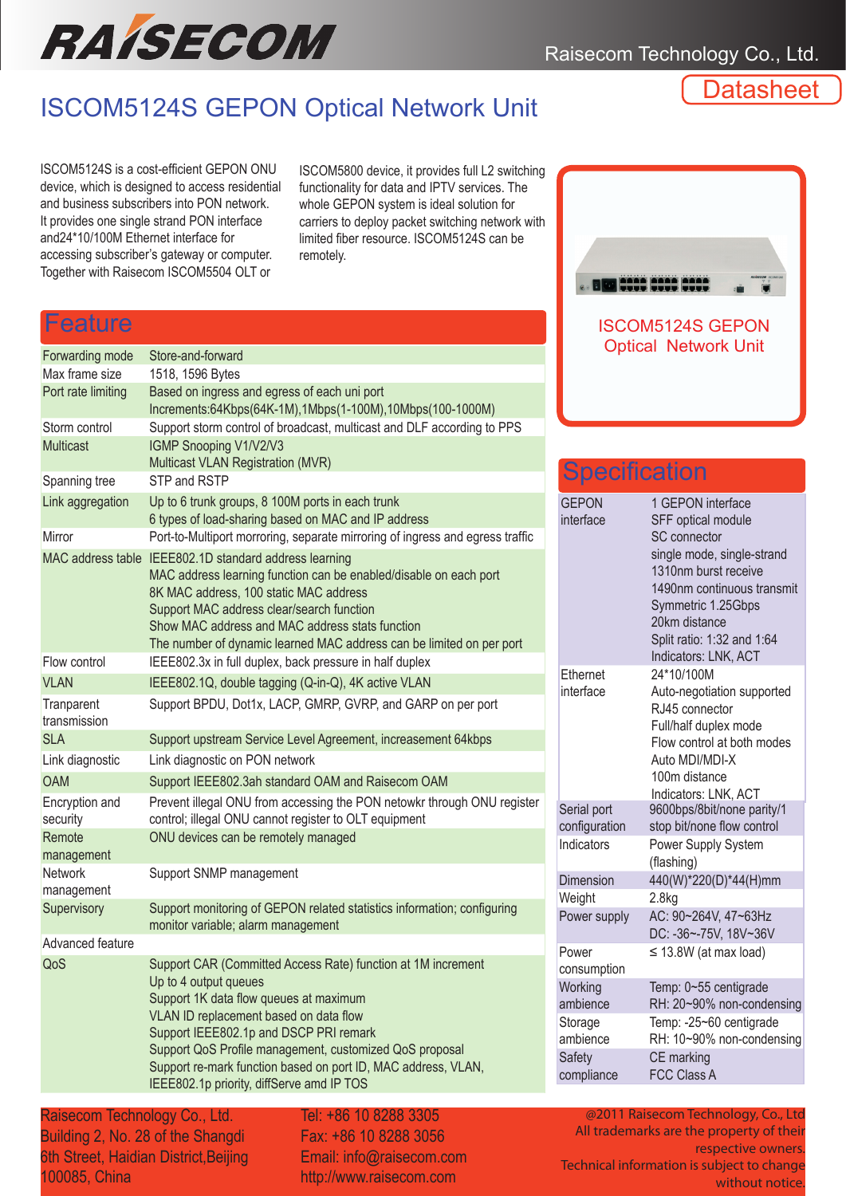RAISECOM

Raisecom Technology Co., Ltd.

Datasheet

# ISCOM5124S GEPON Optical Network Unit

ISCOM5124S is a cost-efficient GEPON ONU device, which is designed to access residential and business subscribers into PON network. It provides one single strand PON interface and24*10/100M Ethernet interface for accessing subscriber's gateway or computer. Together with Raisecom ISCOM5504 OLT or ISCOM5800 device, it provides full L2 switching functionality for data and IPTV services. The whole GEPON system is ideal solution for carriers to deploy packet switching network with limited fiber resource. ISCOM5124S can be remotely.

ISCOM5124S GEPON Optical Network Unit

## Feature

| | |
|---|---|
| Forwarding mode | Store-and-forward |
| Max frame size | 1518, 1596 Bytes |
| Port rate limiting | Based on ingress and egress of each uni port<br>Increments:64Kbps(64K-1M),1Mbps(1-100M),10Mbps(100-1000M) |
| Storm control | Support storm control of broadcast, multicast and DLF according to PPS |
| Multicast | IGMP Snooping V1/V2/V3<br>Multicast VLAN Registration (MVR) |
| Spanning tree | STP and RSTP |
| Link aggregation | Up to 6 trunk groups, 8 100M ports in each trunk<br>6 types of load-sharing based on MAC and IP address |
| Mirror | Port-to-Multiport morroring, separate mirroring of ingress and egress traffic |
| MAC address table | IEEE802.1D standard address learning<br>MAC address learning function can be enabled/disable on each port<br>8K MAC address, 100 static MAC address<br>Support MAC address clear/search function<br>Show MAC address and MAC address stats function<br>The number of dynamic learned MAC address can be limited on per port |
| Flow control | IEEE802.3x in full duplex, back pressure in half duplex |
| VLAN | IEEE802.1Q, double tagging (Q-in-Q), 4K active VLAN |
| Tranparent transmission | Support BPDU, Dot1x, LACP, GMRP, GVRP, and GARP on per port |
| SLA | Support upstream Service Level Agreement, increasement 64kbps |
| Link diagnostic | Link diagnostic on PON network |
| OAM | Support IEEE802.3ah standard OAM and Raisecom OAM |
| Encryption and security | Prevent illegal ONU from accessing the PON netowkr through ONU register control; illegal ONU cannot register to OLT equipment |
| Remote management | ONU devices can be remotely managed |
| Network management | Support SNMP management |
| Supervisory | Support monitoring of GEPON related statistics information; configuring monitor variable; alarm management |
| Advanced feature | |
| QoS | Support CAR (Committed Access Rate) function at 1M increment<br>Up to 4 output queues<br>Support 1K data flow queues at maximum<br>VLAN ID replacement based on data flow<br>Support IEEE802.1p and DSCP PRI remark<br>Support QoS Profile management, customized QoS proposal<br>Support re-mark function based on port ID, MAC address, VLAN, IEEE802.1p priority, diffServe amd IP TOS |

## Specification

| | |
|---|---|
| GEPON interface | 1 GEPON interface<br>SFF optical module<br>SC connector<br>single mode, single-strand<br>1310nm burst receive<br>1490nm continuous transmit<br>Symmetric 1.25Gbps<br>20km distance<br>Split ratio: 1:32 and 1:64<br>Indicators: LNK, ACT |
| Ethernet interface | 24*10/100M<br>Auto-negotiation supported<br>RJ45 connector<br>Full/half duplex mode<br>Flow control at both modes<br>Auto MDI/MDI-X<br>100m distance<br>Indicators: LNK, ACT |
| Serial port configuration | 9600bps/8bit/none parity/1 stop bit/none flow control |
| Indicators | Power Supply System (flashing) |
| Dimension | 440(W)*220(D)*44(H)mm |
| Weight | 2.8kg |
| Power supply | AC: 90~264V, 47~63Hz<br>DC: -36~-75V, 18V~36V |
| Power consumption | ≤ 13.8W (at max load) |
| Working ambience | Temp: 0~55 centigrade<br>RH: 20~90% non-condensing |
| Storage ambience | Temp: -25~60 centigrade<br>RH: 10~90% non-condensing |
| Safety compliance | CE marking<br>FCC Class A |

Raisecom Technology Co., Ltd.
Building 2, No. 28 of the Shangdi
6th Street, Haidian District,Beijing
100085, China

Tel: +86 10 8288 3305
Fax: +86 10 8288 3056
Email: info@raisecom.com
http://www.raisecom.com

@2011 Raisecom Technology, Co., Ltd
All trademarks are the property of their respective owners.
Technical information is subject to change without notice.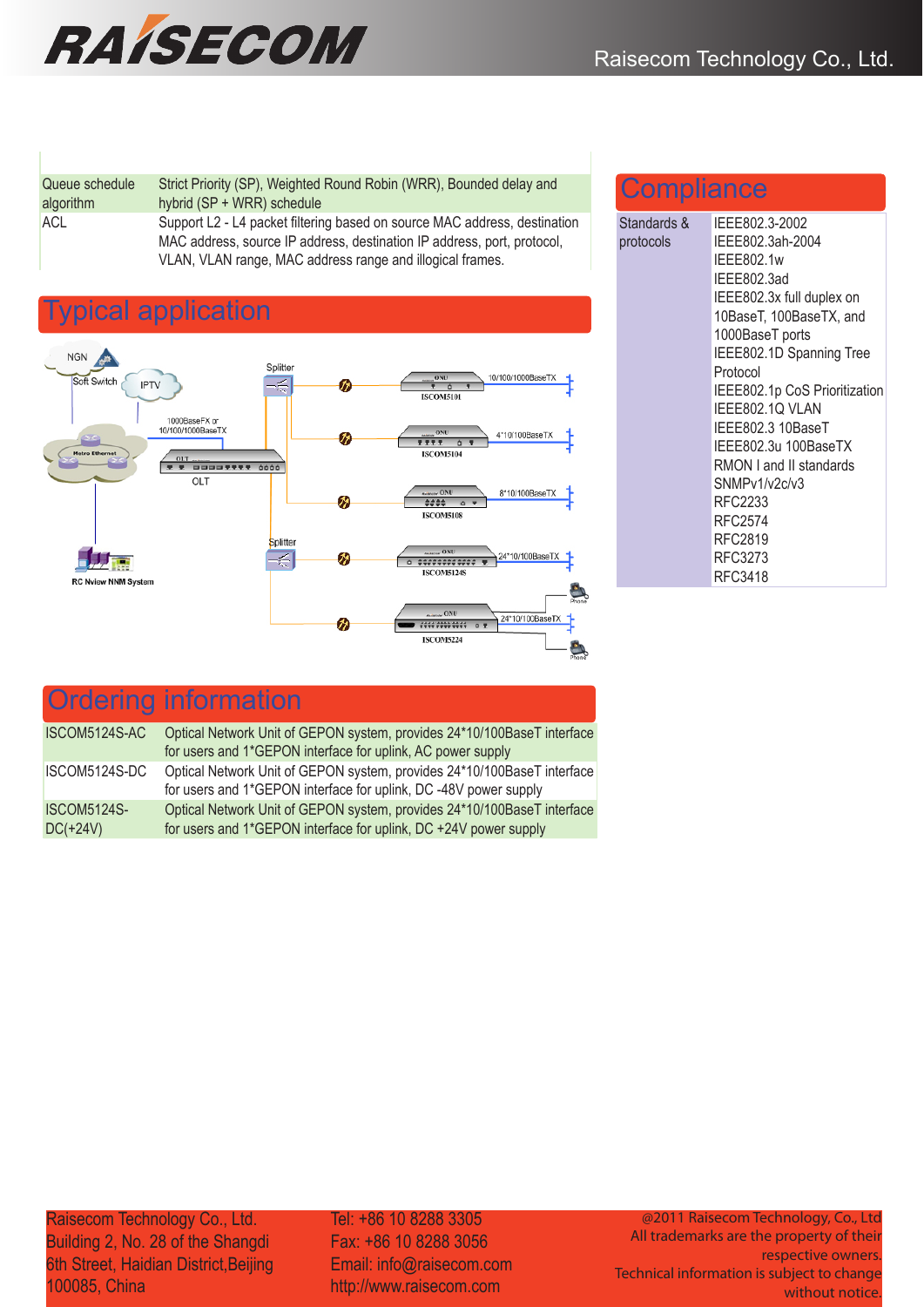| | |
|---|---|
| Queue schedule algorithm | Strict Priority (SP), Weighted Round Robin (WRR), Bounded delay and hybrid (SP + WRR) schedule |
| ACL | Support L2 - L4 packet filtering based on source MAC address, destination MAC address, source IP address, destination IP address, port, protocol, VLAN, VLAN range, MAC address range and illogical frames. |

## Typical application

NGN
Soft Switch
IPTV
Metro Ethernet
1000BaseFX or 10/100/1000BaseTX
OLT
Splitter
10/100/1000BaseTX
ISCOM5101
4*10/100BaseTX
ISCOM5104
8*10/100BaseTX
ISCOM5108
Splitter
24*10/100BaseTX
ISCOM5124S
24*10/100BaseTX
ISCOM5224
Phone
Phone
RC Nview NNM System

## Ordering information

| | |
|---|---|
| ISCOM5124S-AC | Optical Network Unit of GEPON system, provides 24*10/100BaseT interface for users and 1*GEPON interface for uplink, AC power supply |
| ISCOM5124S-DC | Optical Network Unit of GEPON system, provides 24*10/100BaseT interface for users and 1*GEPON interface for uplink, DC -48V power supply |
| ISCOM5124S-DC(+24V) | Optical Network Unit of GEPON system, provides 24*10/100BaseT interface for users and 1*GEPON interface for uplink, DC +24V power supply |

## Compliance

| | |
|---|---|
| Standards & protocols | IEEE802.3-2002<br>IEEE802.3ah-2004<br>IEEE802.1w<br>IEEE802.3ad<br>IEEE802.3x full duplex on 10BaseT, 100BaseTX, and 1000BaseT ports<br>IEEE802.1D Spanning Tree Protocol<br>IEEE802.1p CoS Prioritization<br>IEEE802.1Q VLAN<br>IEEE802.3 10BaseT<br>IEEE802.3u 100BaseTX<br>RMON I and II standards<br>SNMPv1/v2c/v3<br>RFC2233<br>RFC2574<br>RFC2819<br>RFC3273<br>RFC3418 |

Raisecom Technology Co., Ltd.
Building 2, No. 28 of the Shangdi
6th Street, Haidian District,Beijing
100085, China

Tel: +86 10 8288 3305
Fax: +86 10 8288 3056
Email: info@raisecom.com
http://www.raisecom.com

@2011 Raisecom Technology, Co., Ltd
All trademarks are the property of their respective owners.
Technical information is subject to change without notice.